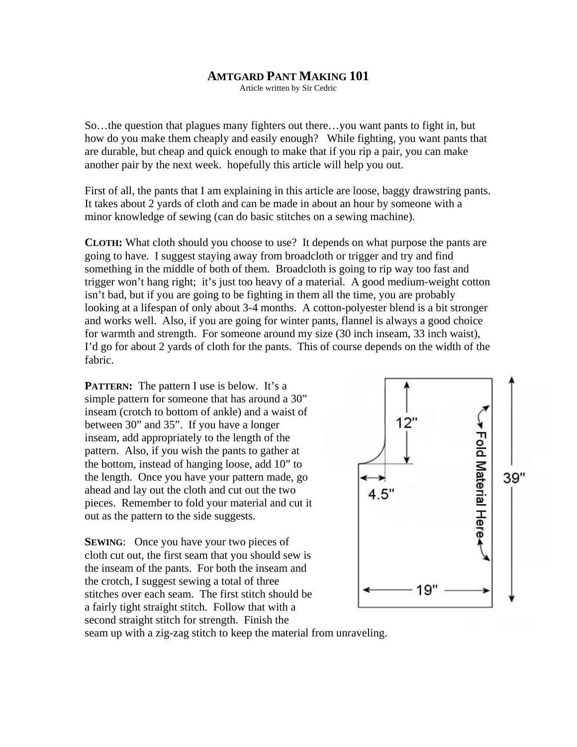# AMTGARD PANT MAKING 101

Article written by Sir Cedric

So…the question that plagues many fighters out there…you want pants to fight in, but how do you make them cheaply and easily enough? While fighting, you want pants that are durable, but cheap and quick enough to make that if you rip a pair, you can make another pair by the next week. hopefully this article will help you out.

First of all, the pants that I am explaining in this article are loose, baggy drawstring pants. It takes about 2 yards of cloth and can be made in about an hour by someone with a minor knowledge of sewing (can do basic stitches on a sewing machine).

**CLOTH:** What cloth should you choose to use? It depends on what purpose the pants are going to have. I suggest staying away from broadcloth or trigger and try and find something in the middle of both of them. Broadcloth is going to rip way too fast and trigger won't hang right; it's just too heavy of a material. A good medium-weight cotton isn't bad, but if you are going to be fighting in them all the time, you are probably looking at a lifespan of only about 3-4 months. A cotton-polyester blend is a bit stronger and works well. Also, if you are going for winter pants, flannel is always a good choice for warmth and strength. For someone around my size (30 inch inseam, 33 inch waist), I'd go for about 2 yards of cloth for the pants. This of course depends on the width of the fabric.

**PATTERN:** The pattern I use is below. It's a simple pattern for someone that has around a 30" inseam (crotch to bottom of ankle) and a waist of between 30" and 35". If you have a longer inseam, add appropriately to the length of the pattern. Also, if you wish the pants to gather at the bottom, instead of hanging loose, add 10" to the length. Once you have your pattern made, go ahead and lay out the cloth and cut out the two pieces. Remember to fold your material and cut it out as the pattern to the side suggests.

12"

4.5"

Fold Material Here

39"

19"

**SEWING**: Once you have your two pieces of cloth cut out, the first seam that you should sew is the inseam of the pants. For both the inseam and the crotch, I suggest sewing a total of three stitches over each seam. The first stitch should be a fairly tight straight stitch. Follow that with a second straight stitch for strength. Finish the seam up with a zig-zag stitch to keep the material from unraveling.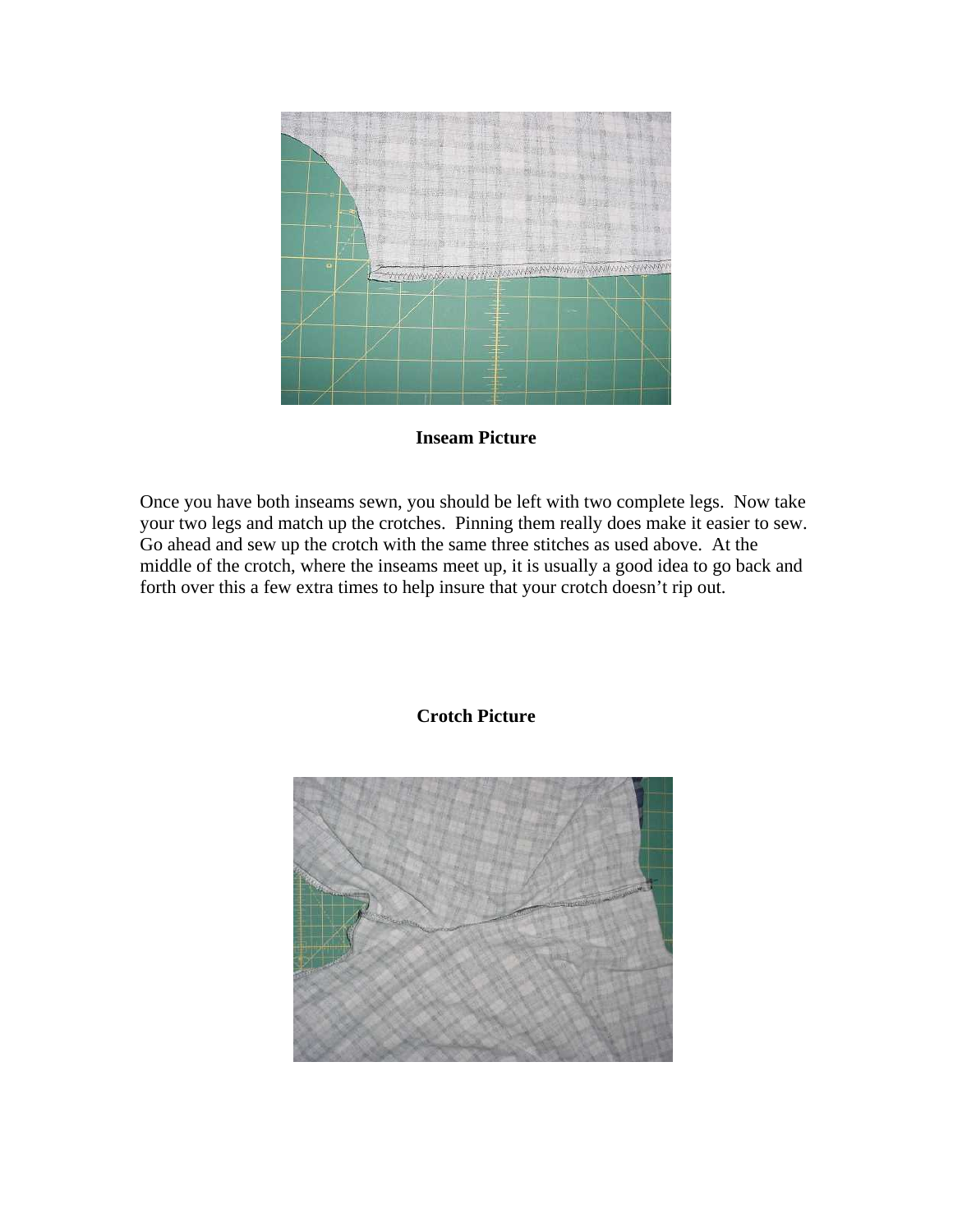**Inseam Picture**

Once you have both inseams sewn, you should be left with two complete legs. Now take your two legs and match up the crotches. Pinning them really does make it easier to sew. Go ahead and sew up the crotch with the same three stitches as used above. At the middle of the crotch, where the inseams meet up, it is usually a good idea to go back and forth over this a few extra times to help insure that your crotch doesn't rip out.

**Crotch Picture**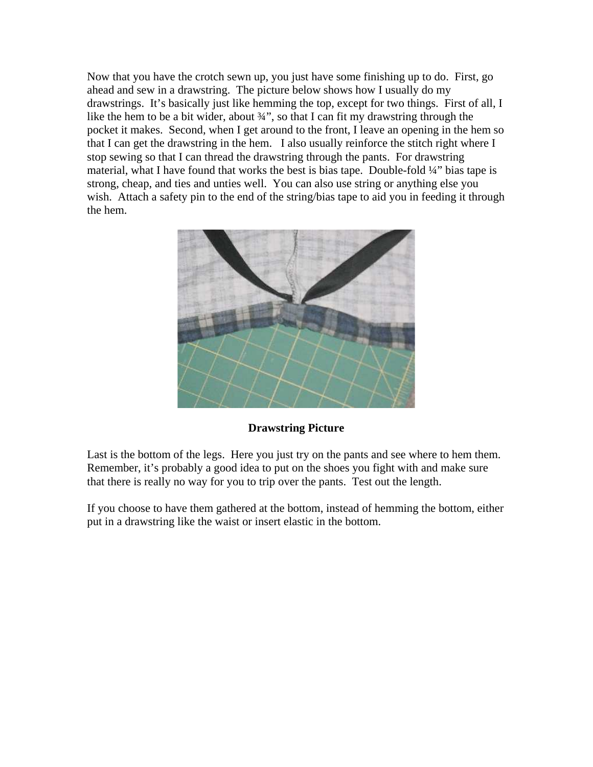Now that you have the crotch sewn up, you just have some finishing up to do. First, go ahead and sew in a drawstring. The picture below shows how I usually do my drawstrings. It's basically just like hemming the top, except for two things. First of all, I like the hem to be a bit wider, about ¾", so that I can fit my drawstring through the pocket it makes. Second, when I get around to the front, I leave an opening in the hem so that I can get the drawstring in the hem. I also usually reinforce the stitch right where I stop sewing so that I can thread the drawstring through the pants. For drawstring material, what I have found that works the best is bias tape. Double-fold ¼" bias tape is strong, cheap, and ties and unties well. You can also use string or anything else you wish. Attach a safety pin to the end of the string/bias tape to aid you in feeding it through the hem.

**Drawstring Picture**

Last is the bottom of the legs. Here you just try on the pants and see where to hem them. Remember, it's probably a good idea to put on the shoes you fight with and make sure that there is really no way for you to trip over the pants. Test out the length.

If you choose to have them gathered at the bottom, instead of hemming the bottom, either put in a drawstring like the waist or insert elastic in the bottom.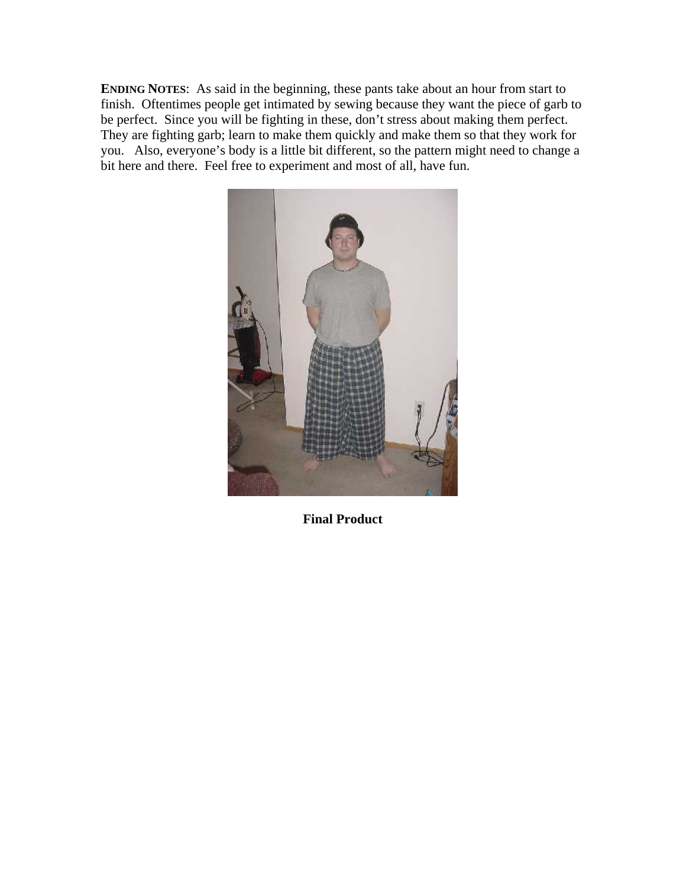**ENDING NOTES**: As said in the beginning, these pants take about an hour from start to finish. Oftentimes people get intimated by sewing because they want the piece of garb to be perfect. Since you will be fighting in these, don't stress about making them perfect. They are fighting garb; learn to make them quickly and make them so that they work for you. Also, everyone's body is a little bit different, so the pattern might need to change a bit here and there. Feel free to experiment and most of all, have fun.

**Final Product**